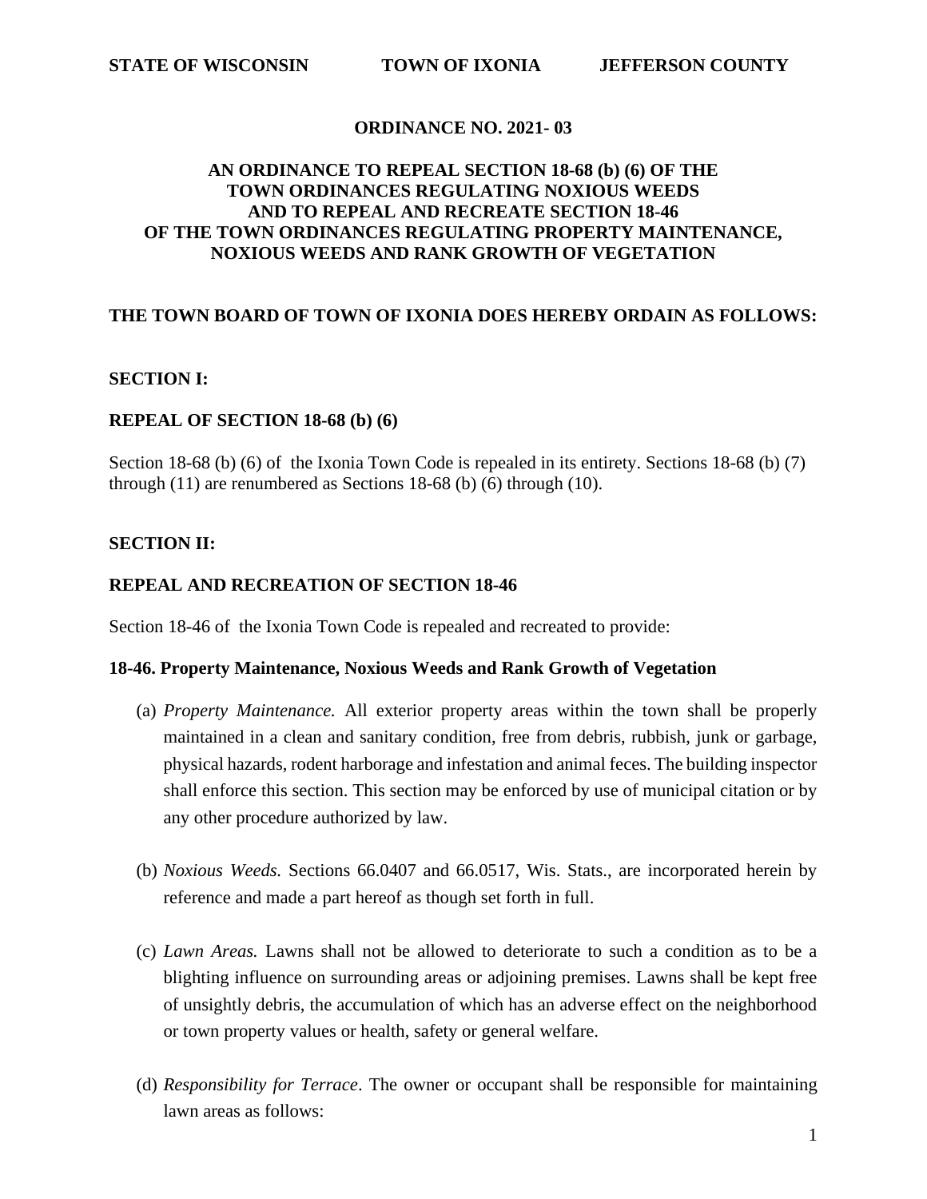**STATE OF WISCONSIN TOWN OF IXONIA JEFFERSON COUNTY**

**ORDINANCE NO. 2021- 03**

**AN ORDINANCE TO REPEAL SECTION 18-68 (b) (6) OF THE TOWN ORDINANCES REGULATING NOXIOUS WEEDS AND TO REPEAL AND RECREATE SECTION 18-46 OF THE TOWN ORDINANCES REGULATING PROPERTY MAINTENANCE, NOXIOUS WEEDS AND RANK GROWTH OF VEGETATION**

**THE TOWN BOARD OF TOWN OF IXONIA DOES HEREBY ORDAIN AS FOLLOWS:**

**SECTION I:**

**REPEAL OF SECTION 18-68 (b) (6)**

Section 18-68 (b) (6) of the Ixonia Town Code is repealed in its entirety. Sections 18-68 (b) (7) through (11) are renumbered as Sections 18-68 (b) (6) through (10).

**SECTION II:**

**REPEAL AND RECREATION OF SECTION 18-46**

Section 18-46 of the Ixonia Town Code is repealed and recreated to provide:

**18-46. Property Maintenance, Noxious Weeds and Rank Growth of Vegetation**

(a) *Property Maintenance.* All exterior property areas within the town shall be properly maintained in a clean and sanitary condition, free from debris, rubbish, junk or garbage, physical hazards, rodent harborage and infestation and animal feces. The building inspector shall enforce this section. This section may be enforced by use of municipal citation or by any other procedure authorized by law.

(b) *Noxious Weeds.* Sections 66.0407 and 66.0517, Wis. Stats., are incorporated herein by reference and made a part hereof as though set forth in full.

(c) *Lawn Areas.* Lawns shall not be allowed to deteriorate to such a condition as to be a blighting influence on surrounding areas or adjoining premises. Lawns shall be kept free of unsightly debris, the accumulation of which has an adverse effect on the neighborhood or town property values or health, safety or general welfare.

(d) *Responsibility for Terrace*. The owner or occupant shall be responsible for maintaining lawn areas as follows: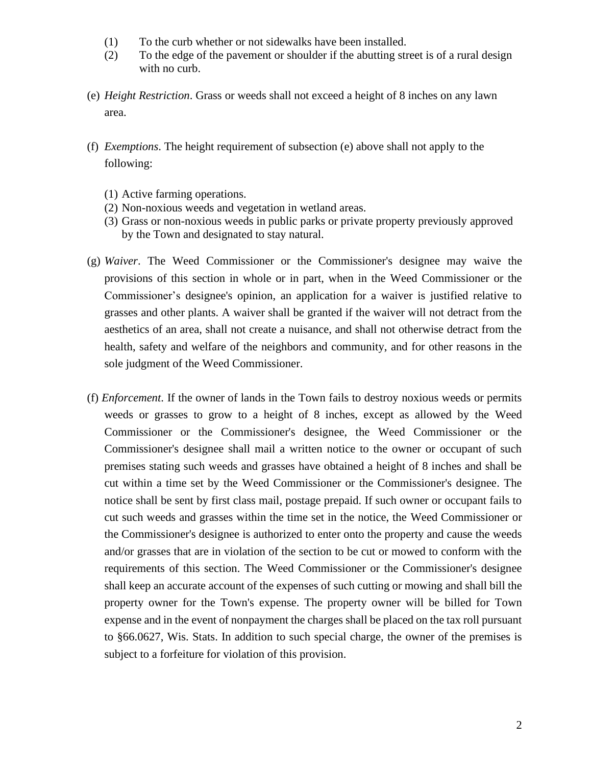(1) To the curb whether or not sidewalks have been installed.
(2) To the edge of the pavement or shoulder if the abutting street is of a rural design with no curb.

(e) *Height Restriction*. Grass or weeds shall not exceed a height of 8 inches on any lawn area.

(f) *Exemptions*. The height requirement of subsection (e) above shall not apply to the following:

(1) Active farming operations.
(2) Non-noxious weeds and vegetation in wetland areas.
(3) Grass or non-noxious weeds in public parks or private property previously approved by the Town and designated to stay natural.

(g) *Waiver*. The Weed Commissioner or the Commissioner's designee may waive the provisions of this section in whole or in part, when in the Weed Commissioner or the Commissioner's designee's opinion, an application for a waiver is justified relative to grasses and other plants. A waiver shall be granted if the waiver will not detract from the aesthetics of an area, shall not create a nuisance, and shall not otherwise detract from the health, safety and welfare of the neighbors and community, and for other reasons in the sole judgment of the Weed Commissioner.

(f) *Enforcement*. If the owner of lands in the Town fails to destroy noxious weeds or permits weeds or grasses to grow to a height of 8 inches, except as allowed by the Weed Commissioner or the Commissioner's designee, the Weed Commissioner or the Commissioner's designee shall mail a written notice to the owner or occupant of such premises stating such weeds and grasses have obtained a height of 8 inches and shall be cut within a time set by the Weed Commissioner or the Commissioner's designee. The notice shall be sent by first class mail, postage prepaid. If such owner or occupant fails to cut such weeds and grasses within the time set in the notice, the Weed Commissioner or the Commissioner's designee is authorized to enter onto the property and cause the weeds and/or grasses that are in violation of the section to be cut or mowed to conform with the requirements of this section. The Weed Commissioner or the Commissioner's designee shall keep an accurate account of the expenses of such cutting or mowing and shall bill the property owner for the Town's expense. The property owner will be billed for Town expense and in the event of nonpayment the charges shall be placed on the tax roll pursuant to §66.0627, Wis. Stats. In addition to such special charge, the owner of the premises is subject to a forfeiture for violation of this provision.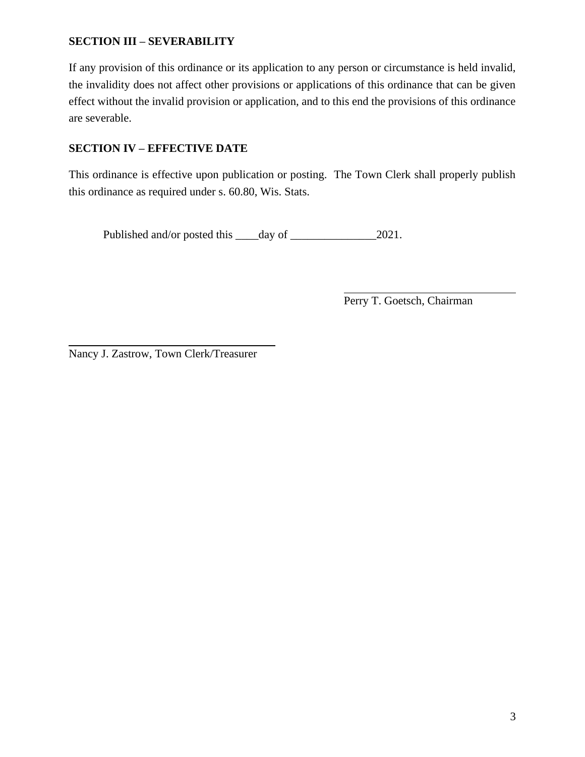**SECTION III – SEVERABILITY**

If any provision of this ordinance or its application to any person or circumstance is held invalid, the invalidity does not affect other provisions or applications of this ordinance that can be given effect without the invalid provision or application, and to this end the provisions of this ordinance are severable.

**SECTION IV – EFFECTIVE DATE**

This ordinance is effective upon publication or posting. The Town Clerk shall properly publish this ordinance as required under s. 60.80, Wis. Stats.

Published and/or posted this ____day of _______________2021.

_______________________________
Perry T. Goetsch, Chairman

_______________________________
Nancy J. Zastrow, Town Clerk/Treasurer